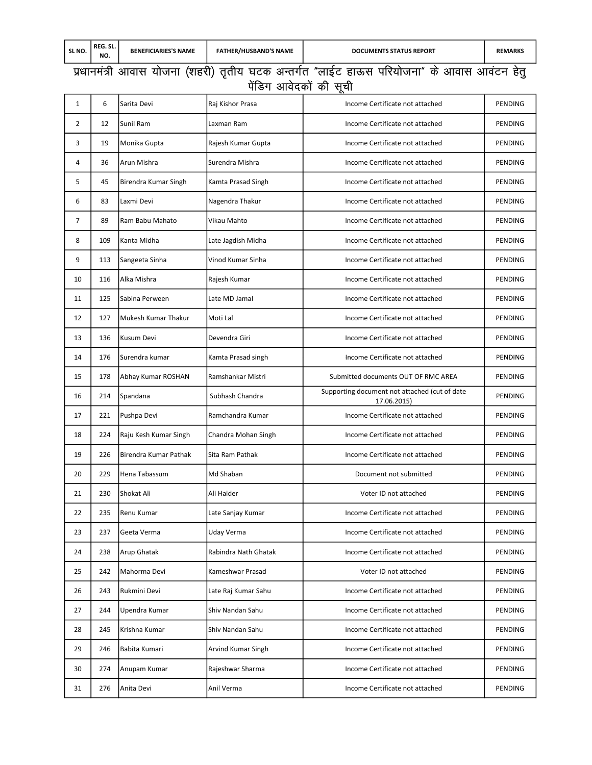| SL NO. | REG. SL. NO. | BENEFICIARIES'S NAME | FATHER/HUSBAND'S NAME | DOCUMENTS STATUS REPORT | REMARKS |
|---|---|---|---|---|---|
| प्रधानमंत्री आवास योजना (शहरी) तृतीय घटक अन्तर्गत "लाईट हाऊस परियोजना" के आवास आवंटन हेतु पेंडिग आवेदकों की सूची | | | | | |
| 1 | 6 | Sarita Devi | Raj Kishor Prasa | Income Certificate not attached | PENDING |
| 2 | 12 | Sunil Ram | Laxman Ram | Income Certificate not attached | PENDING |
| 3 | 19 | Monika Gupta | Rajesh Kumar Gupta | Income Certificate not attached | PENDING |
| 4 | 36 | Arun Mishra | Surendra Mishra | Income Certificate not attached | PENDING |
| 5 | 45 | Birendra Kumar Singh | Kamta Prasad Singh | Income Certificate not attached | PENDING |
| 6 | 83 | Laxmi Devi | Nagendra Thakur | Income Certificate not attached | PENDING |
| 7 | 89 | Ram Babu Mahato | Vikau Mahto | Income Certificate not attached | PENDING |
| 8 | 109 | Kanta Midha | Late Jagdish Midha | Income Certificate not attached | PENDING |
| 9 | 113 | Sangeeta Sinha | Vinod Kumar Sinha | Income Certificate not attached | PENDING |
| 10 | 116 | Alka Mishra | Rajesh Kumar | Income Certificate not attached | PENDING |
| 11 | 125 | Sabina Perween | Late MD Jamal | Income Certificate not attached | PENDING |
| 12 | 127 | Mukesh Kumar Thakur | Moti Lal | Income Certificate not attached | PENDING |
| 13 | 136 | Kusum Devi | Devendra Giri | Income Certificate not attached | PENDING |
| 14 | 176 | Surendra kumar | Kamta Prasad singh | Income Certificate not attached | PENDING |
| 15 | 178 | Abhay Kumar ROSHAN | Ramshankar Mistri | Submitted documents OUT OF RMC AREA | PENDING |
| 16 | 214 | Spandana | Subhash Chandra | Supporting document not attached (cut of date 17.06.2015) | PENDING |
| 17 | 221 | Pushpa Devi | Ramchandra Kumar | Income Certificate not attached | PENDING |
| 18 | 224 | Raju Kesh Kumar Singh | Chandra Mohan Singh | Income Certificate not attached | PENDING |
| 19 | 226 | Birendra Kumar Pathak | Sita Ram Pathak | Income Certificate not attached | PENDING |
| 20 | 229 | Hena Tabassum | Md Shaban | Document not submitted | PENDING |
| 21 | 230 | Shokat Ali | Ali Haider | Voter ID not attached | PENDING |
| 22 | 235 | Renu Kumar | Late Sanjay Kumar | Income Certificate not attached | PENDING |
| 23 | 237 | Geeta Verma | Uday Verma | Income Certificate not attached | PENDING |
| 24 | 238 | Arup Ghatak | Rabindra Nath Ghatak | Income Certificate not attached | PENDING |
| 25 | 242 | Mahorma Devi | Kameshwar Prasad | Voter ID not attached | PENDING |
| 26 | 243 | Rukmini Devi | Late Raj Kumar Sahu | Income Certificate not attached | PENDING |
| 27 | 244 | Upendra Kumar | Shiv Nandan Sahu | Income Certificate not attached | PENDING |
| 28 | 245 | Krishna Kumar | Shiv Nandan Sahu | Income Certificate not attached | PENDING |
| 29 | 246 | Babita Kumari | Arvind Kumar Singh | Income Certificate not attached | PENDING |
| 30 | 274 | Anupam Kumar | Rajeshwar Sharma | Income Certificate not attached | PENDING |
| 31 | 276 | Anita Devi | Anil Verma | Income Certificate not attached | PENDING |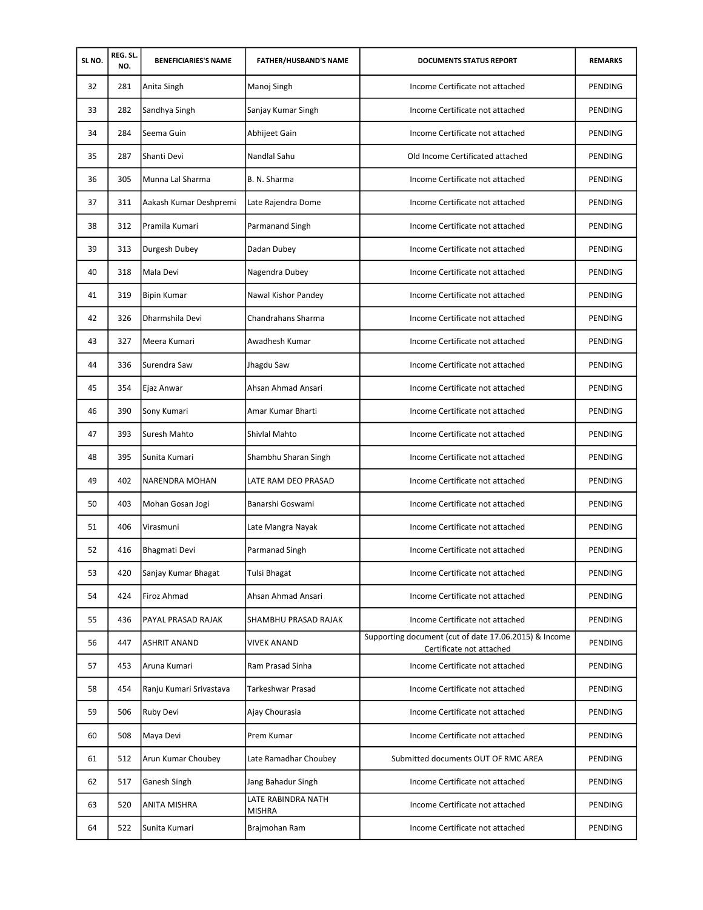| SL NO. | REG. SL. NO. | BENEFICIARIES'S NAME | FATHER/HUSBAND'S NAME | DOCUMENTS STATUS REPORT | REMARKS |
|---|---|---|---|---|---|
| 32 | 281 | Anita Singh | Manoj Singh | Income Certificate not attached | PENDING |
| 33 | 282 | Sandhya Singh | Sanjay Kumar Singh | Income Certificate not attached | PENDING |
| 34 | 284 | Seema Guin | Abhijeet Gain | Income Certificate not attached | PENDING |
| 35 | 287 | Shanti Devi | Nandlal Sahu | Old Income Certificated attached | PENDING |
| 36 | 305 | Munna Lal Sharma | B. N. Sharma | Income Certificate not attached | PENDING |
| 37 | 311 | Aakash Kumar Deshpremi | Late Rajendra Dome | Income Certificate not attached | PENDING |
| 38 | 312 | Pramila Kumari | Parmanand Singh | Income Certificate not attached | PENDING |
| 39 | 313 | Durgesh Dubey | Dadan Dubey | Income Certificate not attached | PENDING |
| 40 | 318 | Mala Devi | Nagendra Dubey | Income Certificate not attached | PENDING |
| 41 | 319 | Bipin Kumar | Nawal Kishor Pandey | Income Certificate not attached | PENDING |
| 42 | 326 | Dharmshila Devi | Chandrahans Sharma | Income Certificate not attached | PENDING |
| 43 | 327 | Meera Kumari | Awadhesh Kumar | Income Certificate not attached | PENDING |
| 44 | 336 | Surendra Saw | Jhagdu Saw | Income Certificate not attached | PENDING |
| 45 | 354 | Ejaz Anwar | Ahsan Ahmad Ansari | Income Certificate not attached | PENDING |
| 46 | 390 | Sony Kumari | Amar Kumar Bharti | Income Certificate not attached | PENDING |
| 47 | 393 | Suresh Mahto | Shivlal Mahto | Income Certificate not attached | PENDING |
| 48 | 395 | Sunita Kumari | Shambhu Sharan Singh | Income Certificate not attached | PENDING |
| 49 | 402 | NARENDRA MOHAN | LATE RAM DEO PRASAD | Income Certificate not attached | PENDING |
| 50 | 403 | Mohan Gosan Jogi | Banarshi Goswami | Income Certificate not attached | PENDING |
| 51 | 406 | Virasmuni | Late Mangra Nayak | Income Certificate not attached | PENDING |
| 52 | 416 | Bhagmati Devi | Parmanad Singh | Income Certificate not attached | PENDING |
| 53 | 420 | Sanjay Kumar Bhagat | Tulsi Bhagat | Income Certificate not attached | PENDING |
| 54 | 424 | Firoz Ahmad | Ahsan Ahmad Ansari | Income Certificate not attached | PENDING |
| 55 | 436 | PAYAL PRASAD RAJAK | SHAMBHU PRASAD RAJAK | Income Certificate not attached | PENDING |
| 56 | 447 | ASHRIT ANAND | VIVEK ANAND | Supporting document (cut of date 17.06.2015) & Income Certificate not attached | PENDING |
| 57 | 453 | Aruna Kumari | Ram Prasad Sinha | Income Certificate not attached | PENDING |
| 58 | 454 | Ranju Kumari Srivastava | Tarkeshwar Prasad | Income Certificate not attached | PENDING |
| 59 | 506 | Ruby Devi | Ajay Chourasia | Income Certificate not attached | PENDING |
| 60 | 508 | Maya Devi | Prem Kumar | Income Certificate not attached | PENDING |
| 61 | 512 | Arun Kumar Choubey | Late Ramadhar Choubey | Submitted documents OUT OF RMC AREA | PENDING |
| 62 | 517 | Ganesh Singh | Jang Bahadur Singh | Income Certificate not attached | PENDING |
| 63 | 520 | ANITA MISHRA | LATE RABINDRA NATH MISHRA | Income Certificate not attached | PENDING |
| 64 | 522 | Sunita Kumari | Brajmohan Ram | Income Certificate not attached | PENDING |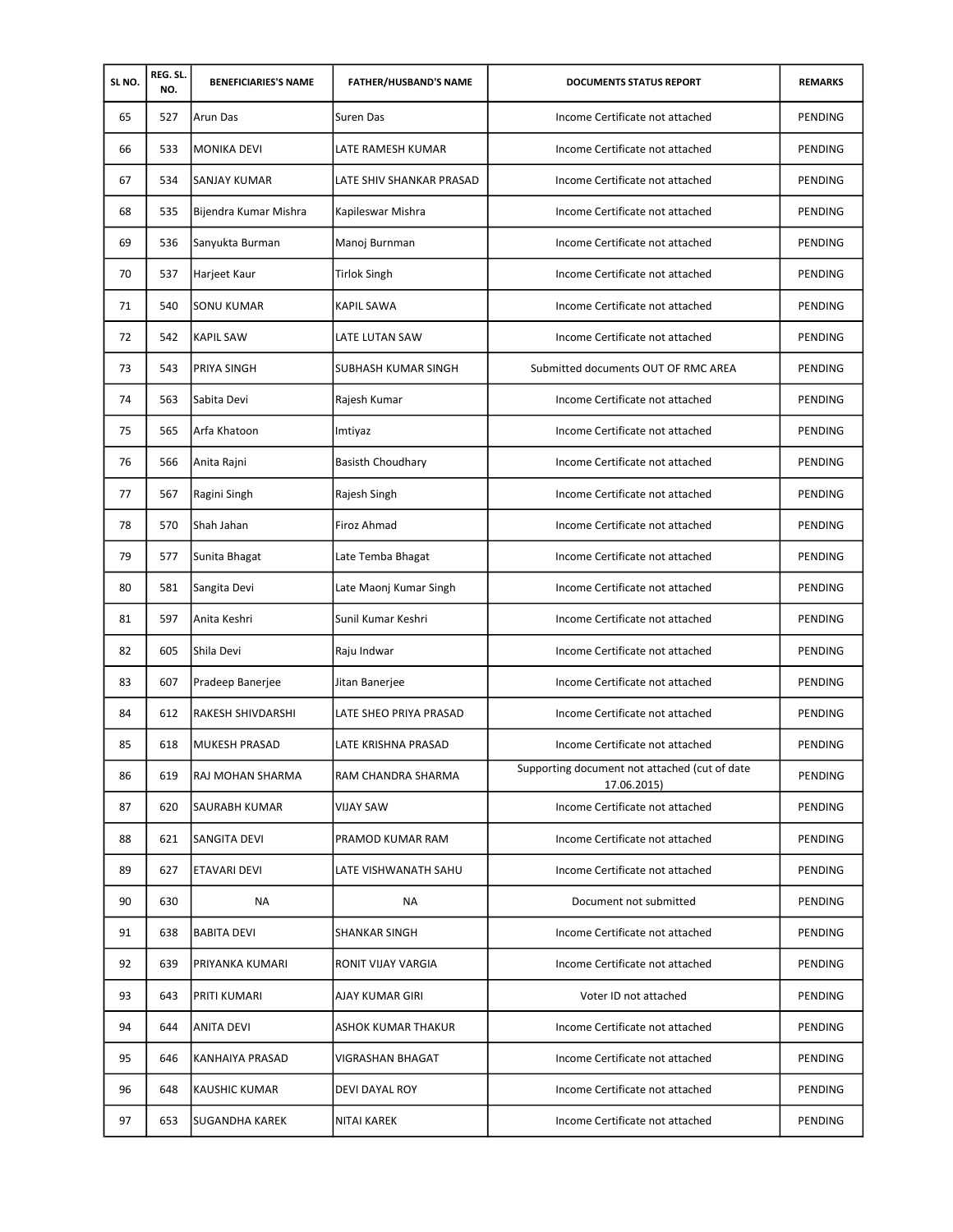| SL NO. | REG. SL. NO. | BENEFICIARIES'S NAME | FATHER/HUSBAND'S NAME | DOCUMENTS STATUS REPORT | REMARKS |
|---|---|---|---|---|---|
| 65 | 527 | Arun Das | Suren Das | Income Certificate not attached | PENDING |
| 66 | 533 | MONIKA DEVI | LATE RAMESH KUMAR | Income Certificate not attached | PENDING |
| 67 | 534 | SANJAY KUMAR | LATE SHIV SHANKAR PRASAD | Income Certificate not attached | PENDING |
| 68 | 535 | Bijendra Kumar Mishra | Kapileswar Mishra | Income Certificate not attached | PENDING |
| 69 | 536 | Sanyukta Burman | Manoj Burnman | Income Certificate not attached | PENDING |
| 70 | 537 | Harjeet Kaur | Tirlok Singh | Income Certificate not attached | PENDING |
| 71 | 540 | SONU KUMAR | KAPIL SAWA | Income Certificate not attached | PENDING |
| 72 | 542 | KAPIL SAW | LATE LUTAN SAW | Income Certificate not attached | PENDING |
| 73 | 543 | PRIYA SINGH | SUBHASH KUMAR SINGH | Submitted documents OUT OF RMC AREA | PENDING |
| 74 | 563 | Sabita Devi | Rajesh Kumar | Income Certificate not attached | PENDING |
| 75 | 565 | Arfa Khatoon | Imtiyaz | Income Certificate not attached | PENDING |
| 76 | 566 | Anita Rajni | Basisth Choudhary | Income Certificate not attached | PENDING |
| 77 | 567 | Ragini Singh | Rajesh Singh | Income Certificate not attached | PENDING |
| 78 | 570 | Shah Jahan | Firoz Ahmad | Income Certificate not attached | PENDING |
| 79 | 577 | Sunita Bhagat | Late Temba Bhagat | Income Certificate not attached | PENDING |
| 80 | 581 | Sangita Devi | Late Maonj Kumar Singh | Income Certificate not attached | PENDING |
| 81 | 597 | Anita Keshri | Sunil Kumar Keshri | Income Certificate not attached | PENDING |
| 82 | 605 | Shila Devi | Raju Indwar | Income Certificate not attached | PENDING |
| 83 | 607 | Pradeep Banerjee | Jitan Banerjee | Income Certificate not attached | PENDING |
| 84 | 612 | RAKESH SHIVDARSHI | LATE SHEO PRIYA PRASAD | Income Certificate not attached | PENDING |
| 85 | 618 | MUKESH PRASAD | LATE KRISHNA PRASAD | Income Certificate not attached | PENDING |
| 86 | 619 | RAJ MOHAN SHARMA | RAM CHANDRA SHARMA | Supporting document not attached (cut of date 17.06.2015) | PENDING |
| 87 | 620 | SAURABH KUMAR | VIJAY SAW | Income Certificate not attached | PENDING |
| 88 | 621 | SANGITA DEVI | PRAMOD KUMAR RAM | Income Certificate not attached | PENDING |
| 89 | 627 | ETAVARI DEVI | LATE VISHWANATH SAHU | Income Certificate not attached | PENDING |
| 90 | 630 | NA | NA | Document not submitted | PENDING |
| 91 | 638 | BABITA DEVI | SHANKAR SINGH | Income Certificate not attached | PENDING |
| 92 | 639 | PRIYANKA KUMARI | RONIT VIJAY VARGIA | Income Certificate not attached | PENDING |
| 93 | 643 | PRITI KUMARI | AJAY KUMAR GIRI | Voter ID not attached | PENDING |
| 94 | 644 | ANITA DEVI | ASHOK KUMAR THAKUR | Income Certificate not attached | PENDING |
| 95 | 646 | KANHAIYA PRASAD | VIGRASHAN BHAGAT | Income Certificate not attached | PENDING |
| 96 | 648 | KAUSHIC KUMAR | DEVI DAYAL ROY | Income Certificate not attached | PENDING |
| 97 | 653 | SUGANDHA KAREK | NITAI KAREK | Income Certificate not attached | PENDING |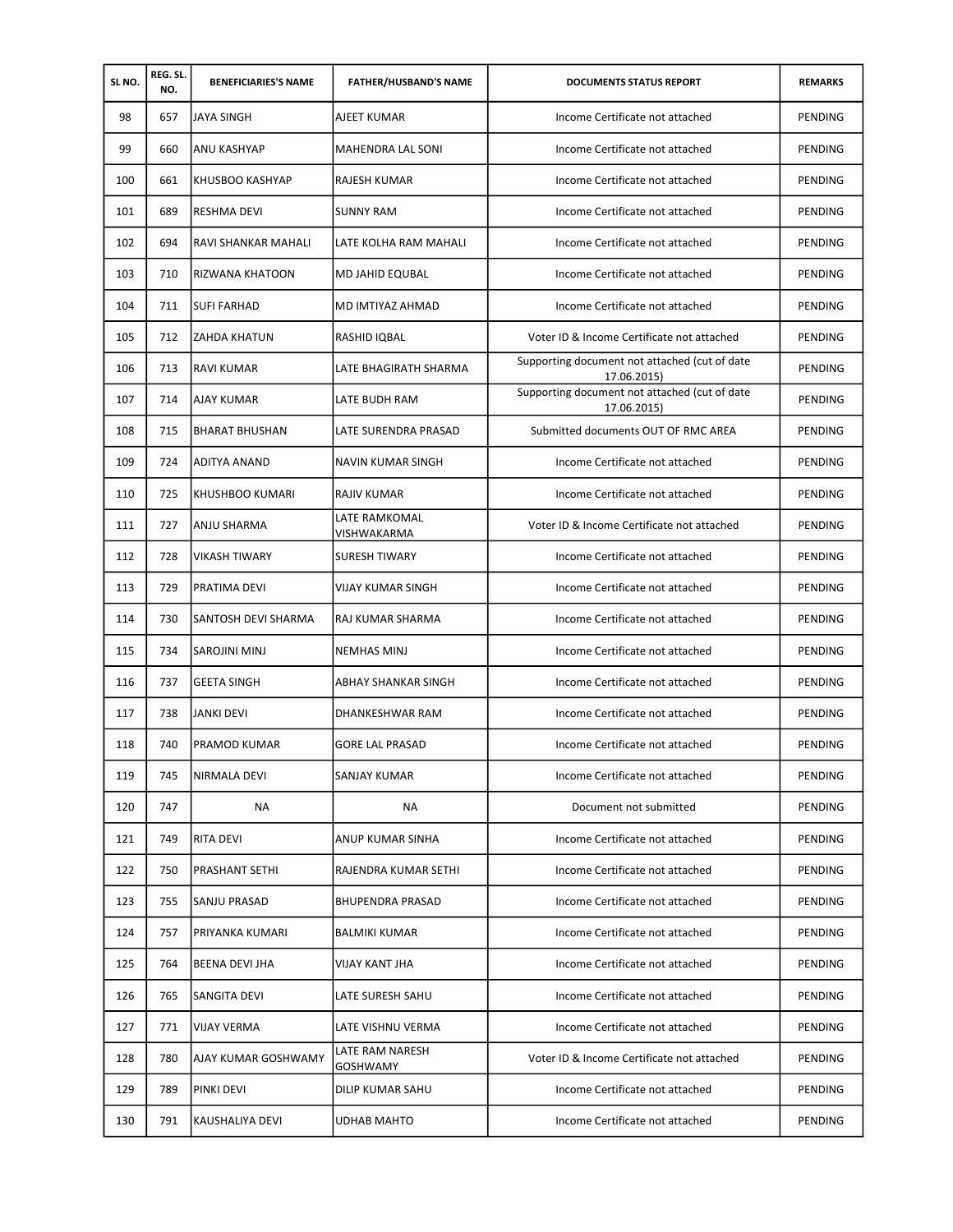| SL NO. | REG. SL. NO. | BENEFICIARIES'S NAME | FATHER/HUSBAND'S NAME | DOCUMENTS STATUS REPORT | REMARKS |
|---|---|---|---|---|---|
| 98 | 657 | JAYA SINGH | AJEET KUMAR | Income Certificate not attached | PENDING |
| 99 | 660 | ANU KASHYAP | MAHENDRA LAL SONI | Income Certificate not attached | PENDING |
| 100 | 661 | KHUSBOO KASHYAP | RAJESH KUMAR | Income Certificate not attached | PENDING |
| 101 | 689 | RESHMA DEVI | SUNNY RAM | Income Certificate not attached | PENDING |
| 102 | 694 | RAVI SHANKAR MAHALI | LATE KOLHA RAM MAHALI | Income Certificate not attached | PENDING |
| 103 | 710 | RIZWANA KHATOON | MD JAHID EQUBAL | Income Certificate not attached | PENDING |
| 104 | 711 | SUFI FARHAD | MD IMTIYAZ AHMAD | Income Certificate not attached | PENDING |
| 105 | 712 | ZAHDA KHATUN | RASHID IQBAL | Voter ID & Income Certificate not attached | PENDING |
| 106 | 713 | RAVI KUMAR | LATE BHAGIRATH SHARMA | Supporting document not attached (cut of date 17.06.2015) | PENDING |
| 107 | 714 | AJAY KUMAR | LATE BUDH RAM | Supporting document not attached (cut of date 17.06.2015) | PENDING |
| 108 | 715 | BHARAT BHUSHAN | LATE SURENDRA PRASAD | Submitted documents OUT OF RMC AREA | PENDING |
| 109 | 724 | ADITYA ANAND | NAVIN KUMAR SINGH | Income Certificate not attached | PENDING |
| 110 | 725 | KHUSHBOO KUMARI | RAJIV KUMAR | Income Certificate not attached | PENDING |
| 111 | 727 | ANJU SHARMA | LATE RAMKOMAL VISHWAKARMA | Voter ID & Income Certificate not attached | PENDING |
| 112 | 728 | VIKASH TIWARY | SURESH TIWARY | Income Certificate not attached | PENDING |
| 113 | 729 | PRATIMA DEVI | VIJAY KUMAR SINGH | Income Certificate not attached | PENDING |
| 114 | 730 | SANTOSH DEVI SHARMA | RAJ KUMAR SHARMA | Income Certificate not attached | PENDING |
| 115 | 734 | SAROJINI MINJ | NEMHAS MINJ | Income Certificate not attached | PENDING |
| 116 | 737 | GEETA SINGH | ABHAY SHANKAR SINGH | Income Certificate not attached | PENDING |
| 117 | 738 | JANKI DEVI | DHANKESHWAR RAM | Income Certificate not attached | PENDING |
| 118 | 740 | PRAMOD KUMAR | GORE LAL PRASAD | Income Certificate not attached | PENDING |
| 119 | 745 | NIRMALA DEVI | SANJAY KUMAR | Income Certificate not attached | PENDING |
| 120 | 747 | NA | NA | Document not submitted | PENDING |
| 121 | 749 | RITA DEVI | ANUP KUMAR SINHA | Income Certificate not attached | PENDING |
| 122 | 750 | PRASHANT SETHI | RAJENDRA KUMAR SETHI | Income Certificate not attached | PENDING |
| 123 | 755 | SANJU PRASAD | BHUPENDRA PRASAD | Income Certificate not attached | PENDING |
| 124 | 757 | PRIYANKA KUMARI | BALMIKI KUMAR | Income Certificate not attached | PENDING |
| 125 | 764 | BEENA DEVI JHA | VIJAY KANT JHA | Income Certificate not attached | PENDING |
| 126 | 765 | SANGITA DEVI | LATE SURESH SAHU | Income Certificate not attached | PENDING |
| 127 | 771 | VIJAY VERMA | LATE VISHNU VERMA | Income Certificate not attached | PENDING |
| 128 | 780 | AJAY KUMAR GOSHWAMY | LATE RAM NARESH GOSHWAMY | Voter ID & Income Certificate not attached | PENDING |
| 129 | 789 | PINKI DEVI | DILIP KUMAR SAHU | Income Certificate not attached | PENDING |
| 130 | 791 | KAUSHALIYA DEVI | UDHAB MAHTO | Income Certificate not attached | PENDING |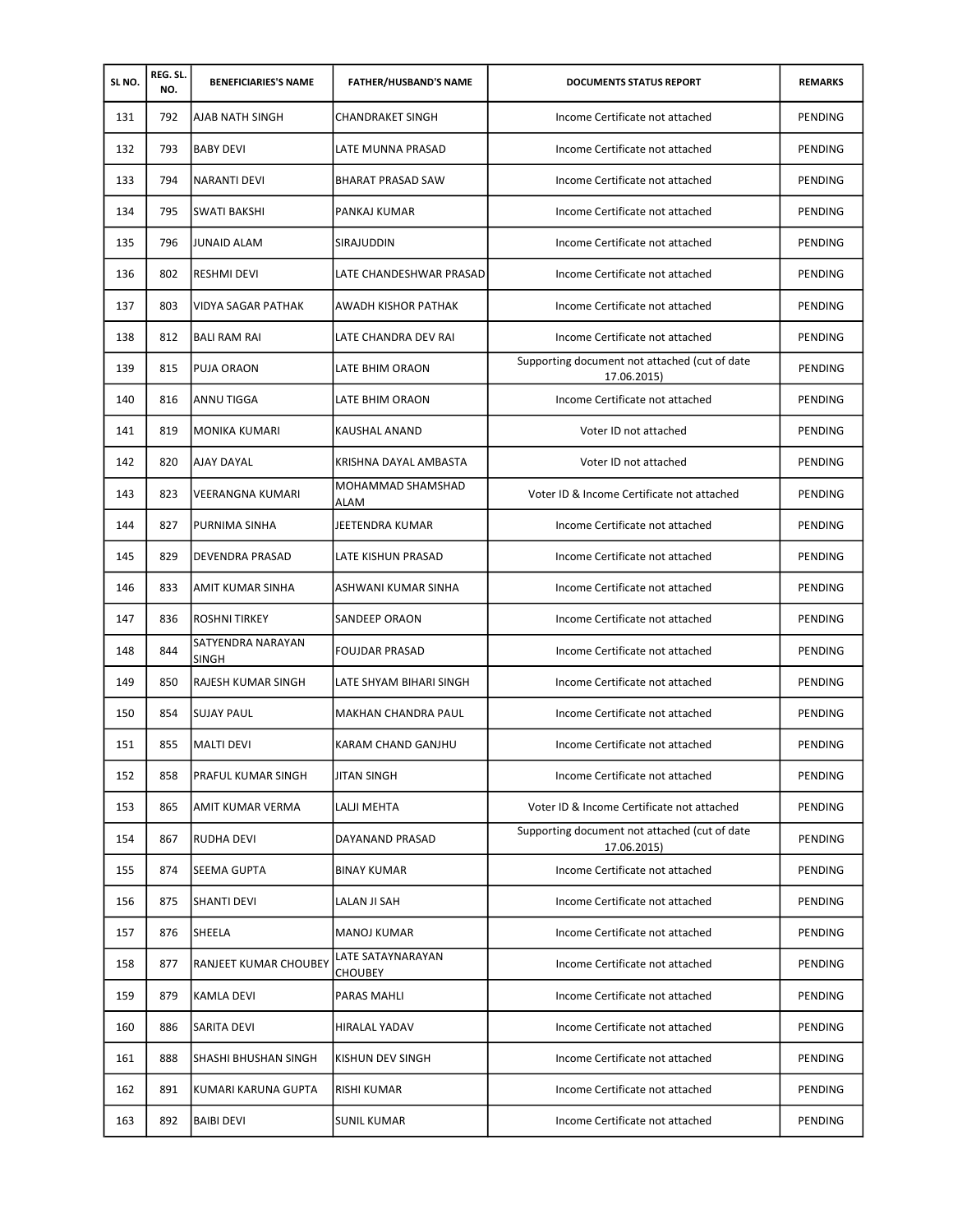| SL NO. | REG. SL. NO. | BENEFICIARIES'S NAME | FATHER/HUSBAND'S NAME | DOCUMENTS STATUS REPORT | REMARKS |
|---|---|---|---|---|---|
| 131 | 792 | AJAB NATH SINGH | CHANDRAKET SINGH | Income Certificate not attached | PENDING |
| 132 | 793 | BABY DEVI | LATE MUNNA PRASAD | Income Certificate not attached | PENDING |
| 133 | 794 | NARANTI DEVI | BHARAT PRASAD SAW | Income Certificate not attached | PENDING |
| 134 | 795 | SWATI BAKSHI | PANKAJ KUMAR | Income Certificate not attached | PENDING |
| 135 | 796 | JUNAID ALAM | SIRAJUDDIN | Income Certificate not attached | PENDING |
| 136 | 802 | RESHMI DEVI | LATE CHANDESHWAR PRASAD | Income Certificate not attached | PENDING |
| 137 | 803 | VIDYA SAGAR PATHAK | AWADH KISHOR PATHAK | Income Certificate not attached | PENDING |
| 138 | 812 | BALI RAM RAI | LATE CHANDRA DEV RAI | Income Certificate not attached | PENDING |
| 139 | 815 | PUJA ORAON | LATE BHIM ORAON | Supporting document not attached (cut of date 17.06.2015) | PENDING |
| 140 | 816 | ANNU TIGGA | LATE BHIM ORAON | Income Certificate not attached | PENDING |
| 141 | 819 | MONIKA KUMARI | KAUSHAL ANAND | Voter ID not attached | PENDING |
| 142 | 820 | AJAY DAYAL | KRISHNA DAYAL AMBASTA | Voter ID not attached | PENDING |
| 143 | 823 | VEERANGNA KUMARI | MOHAMMAD SHAMSHAD ALAM | Voter ID & Income Certificate not attached | PENDING |
| 144 | 827 | PURNIMA SINHA | JEETENDRA KUMAR | Income Certificate not attached | PENDING |
| 145 | 829 | DEVENDRA PRASAD | LATE KISHUN PRASAD | Income Certificate not attached | PENDING |
| 146 | 833 | AMIT KUMAR SINHA | ASHWANI KUMAR SINHA | Income Certificate not attached | PENDING |
| 147 | 836 | ROSHNI TIRKEY | SANDEEP ORAON | Income Certificate not attached | PENDING |
| 148 | 844 | SATYENDRA NARAYAN SINGH | FOUJDAR PRASAD | Income Certificate not attached | PENDING |
| 149 | 850 | RAJESH KUMAR SINGH | LATE SHYAM BIHARI SINGH | Income Certificate not attached | PENDING |
| 150 | 854 | SUJAY PAUL | MAKHAN CHANDRA PAUL | Income Certificate not attached | PENDING |
| 151 | 855 | MALTI DEVI | KARAM CHAND GANJHU | Income Certificate not attached | PENDING |
| 152 | 858 | PRAFUL KUMAR SINGH | JITAN SINGH | Income Certificate not attached | PENDING |
| 153 | 865 | AMIT KUMAR VERMA | LALJI MEHTA | Voter ID & Income Certificate not attached | PENDING |
| 154 | 867 | RUDHA DEVI | DAYANAND PRASAD | Supporting document not attached (cut of date 17.06.2015) | PENDING |
| 155 | 874 | SEEMA GUPTA | BINAY KUMAR | Income Certificate not attached | PENDING |
| 156 | 875 | SHANTI DEVI | LALAN JI SAH | Income Certificate not attached | PENDING |
| 157 | 876 | SHEELA | MANOJ KUMAR | Income Certificate not attached | PENDING |
| 158 | 877 | RANJEET KUMAR CHOUBEY | LATE SATAYNARAYAN CHOUBEY | Income Certificate not attached | PENDING |
| 159 | 879 | KAMLA DEVI | PARAS MAHLI | Income Certificate not attached | PENDING |
| 160 | 886 | SARITA DEVI | HIRALAL YADAV | Income Certificate not attached | PENDING |
| 161 | 888 | SHASHI BHUSHAN SINGH | KISHUN DEV SINGH | Income Certificate not attached | PENDING |
| 162 | 891 | KUMARI KARUNA GUPTA | RISHI KUMAR | Income Certificate not attached | PENDING |
| 163 | 892 | BAIBI DEVI | SUNIL KUMAR | Income Certificate not attached | PENDING |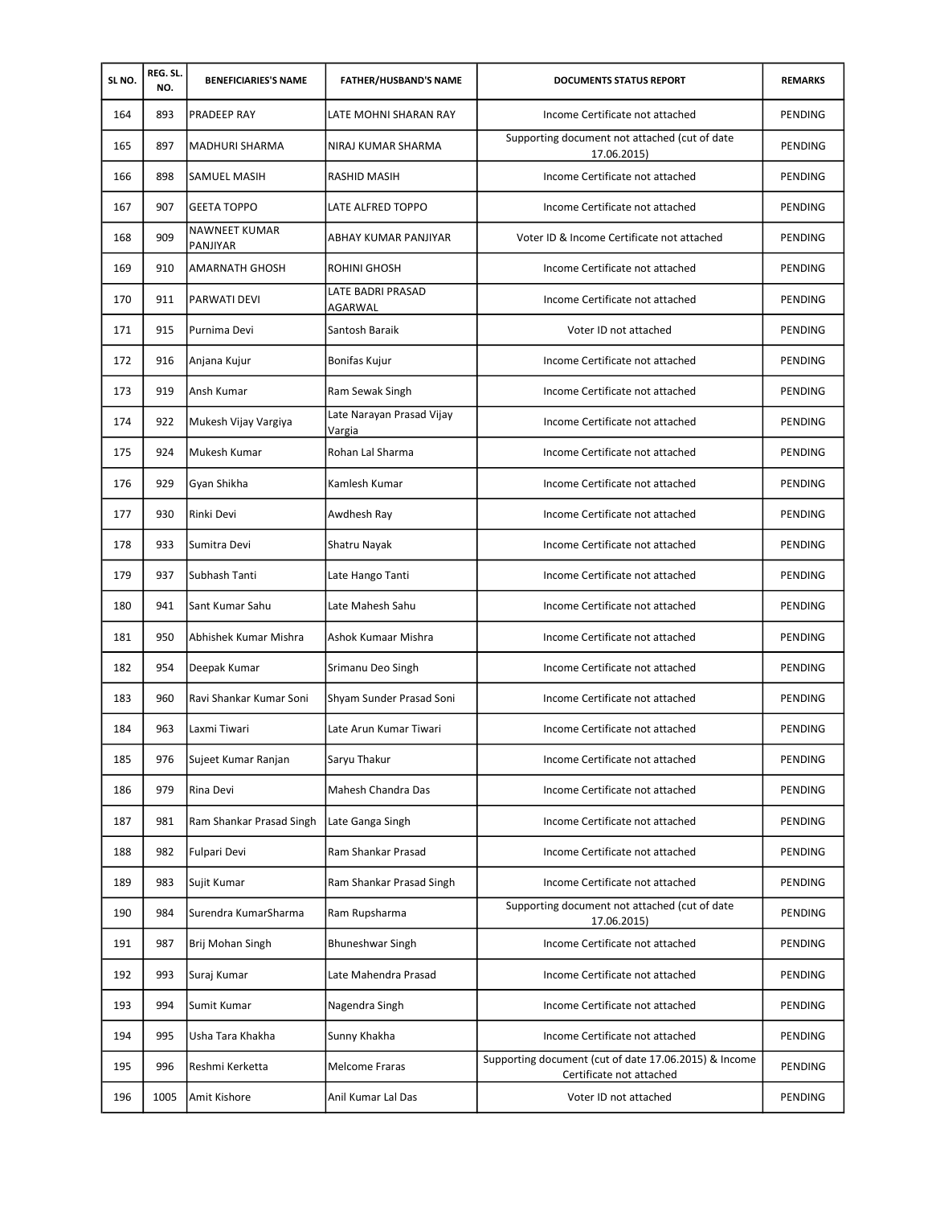| SL NO. | REG. SL. NO. | BENEFICIARIES'S NAME | FATHER/HUSBAND'S NAME | DOCUMENTS STATUS REPORT | REMARKS |
|---|---|---|---|---|---|
| 164 | 893 | PRADEEP RAY | LATE MOHNI SHARAN RAY | Income Certificate not attached | PENDING |
| 165 | 897 | MADHURI SHARMA | NIRAJ KUMAR SHARMA | Supporting document not attached (cut of date 17.06.2015) | PENDING |
| 166 | 898 | SAMUEL MASIH | RASHID MASIH | Income Certificate not attached | PENDING |
| 167 | 907 | GEETA TOPPO | LATE ALFRED TOPPO | Income Certificate not attached | PENDING |
| 168 | 909 | NAWNEET KUMAR PANJIYAR | ABHAY KUMAR PANJIYAR | Voter ID & Income Certificate not attached | PENDING |
| 169 | 910 | AMARNATH GHOSH | ROHINI GHOSH | Income Certificate not attached | PENDING |
| 170 | 911 | PARWATI DEVI | LATE BADRI PRASAD AGARWAL | Income Certificate not attached | PENDING |
| 171 | 915 | Purnima Devi | Santosh Baraik | Voter ID not attached | PENDING |
| 172 | 916 | Anjana Kujur | Bonifas Kujur | Income Certificate not attached | PENDING |
| 173 | 919 | Ansh Kumar | Ram Sewak Singh | Income Certificate not attached | PENDING |
| 174 | 922 | Mukesh Vijay Vargiya | Late Narayan Prasad Vijay Vargia | Income Certificate not attached | PENDING |
| 175 | 924 | Mukesh Kumar | Rohan Lal Sharma | Income Certificate not attached | PENDING |
| 176 | 929 | Gyan Shikha | Kamlesh Kumar | Income Certificate not attached | PENDING |
| 177 | 930 | Rinki Devi | Awdhesh Ray | Income Certificate not attached | PENDING |
| 178 | 933 | Sumitra Devi | Shatru Nayak | Income Certificate not attached | PENDING |
| 179 | 937 | Subhash Tanti | Late Hango Tanti | Income Certificate not attached | PENDING |
| 180 | 941 | Sant Kumar Sahu | Late Mahesh Sahu | Income Certificate not attached | PENDING |
| 181 | 950 | Abhishek Kumar Mishra | Ashok Kumaar Mishra | Income Certificate not attached | PENDING |
| 182 | 954 | Deepak Kumar | Srimanu Deo Singh | Income Certificate not attached | PENDING |
| 183 | 960 | Ravi Shankar Kumar Soni | Shyam Sunder Prasad Soni | Income Certificate not attached | PENDING |
| 184 | 963 | Laxmi Tiwari | Late Arun Kumar Tiwari | Income Certificate not attached | PENDING |
| 185 | 976 | Sujeet Kumar Ranjan | Saryu Thakur | Income Certificate not attached | PENDING |
| 186 | 979 | Rina Devi | Mahesh Chandra Das | Income Certificate not attached | PENDING |
| 187 | 981 | Ram Shankar Prasad Singh | Late Ganga Singh | Income Certificate not attached | PENDING |
| 188 | 982 | Fulpari Devi | Ram Shankar Prasad | Income Certificate not attached | PENDING |
| 189 | 983 | Sujit Kumar | Ram Shankar Prasad Singh | Income Certificate not attached | PENDING |
| 190 | 984 | Surendra KumarSharma | Ram Rupsharma | Supporting document not attached (cut of date 17.06.2015) | PENDING |
| 191 | 987 | Brij Mohan Singh | Bhuneshwar Singh | Income Certificate not attached | PENDING |
| 192 | 993 | Suraj Kumar | Late Mahendra Prasad | Income Certificate not attached | PENDING |
| 193 | 994 | Sumit Kumar | Nagendra Singh | Income Certificate not attached | PENDING |
| 194 | 995 | Usha Tara Khakha | Sunny Khakha | Income Certificate not attached | PENDING |
| 195 | 996 | Reshmi Kerketta | Melcome Fraras | Supporting document (cut of date 17.06.2015) & Income Certificate not attached | PENDING |
| 196 | 1005 | Amit Kishore | Anil Kumar Lal Das | Voter ID not attached | PENDING |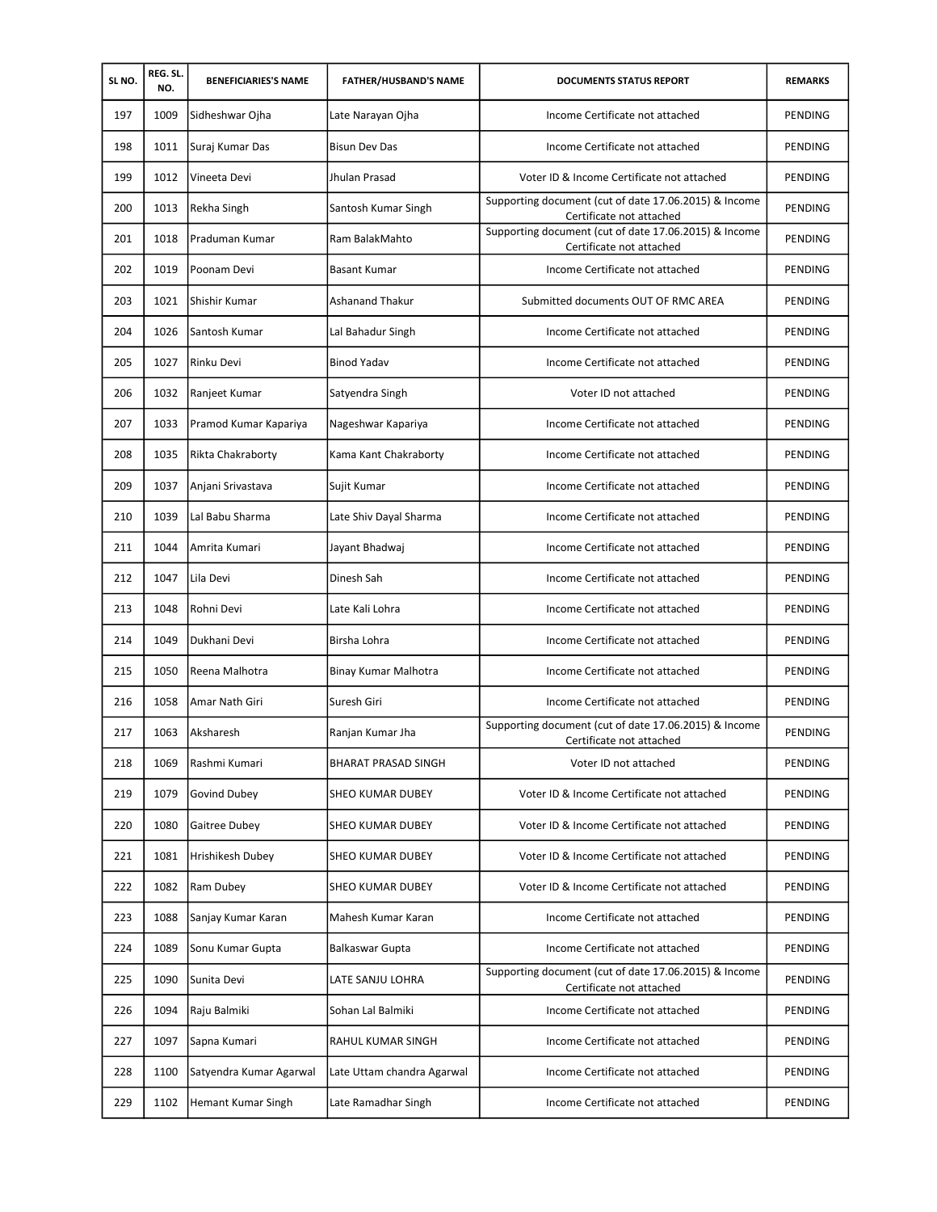| SL NO. | REG. SL. NO. | BENEFICIARIES'S NAME | FATHER/HUSBAND'S NAME | DOCUMENTS STATUS REPORT | REMARKS |
|---|---|---|---|---|---|
| 197 | 1009 | Sidheshwar Ojha | Late Narayan Ojha | Income Certificate not attached | PENDING |
| 198 | 1011 | Suraj Kumar Das | Bisun Dev Das | Income Certificate not attached | PENDING |
| 199 | 1012 | Vineeta Devi | Jhulan Prasad | Voter ID & Income Certificate not attached | PENDING |
| 200 | 1013 | Rekha Singh | Santosh Kumar Singh | Supporting document (cut of date 17.06.2015) & Income Certificate not attached | PENDING |
| 201 | 1018 | Praduman Kumar | Ram BalakMahto | Supporting document (cut of date 17.06.2015) & Income Certificate not attached | PENDING |
| 202 | 1019 | Poonam Devi | Basant Kumar | Income Certificate not attached | PENDING |
| 203 | 1021 | Shishir Kumar | Ashanand Thakur | Submitted documents OUT OF RMC AREA | PENDING |
| 204 | 1026 | Santosh Kumar | Lal Bahadur Singh | Income Certificate not attached | PENDING |
| 205 | 1027 | Rinku Devi | Binod Yadav | Income Certificate not attached | PENDING |
| 206 | 1032 | Ranjeet Kumar | Satyendra Singh | Voter ID not attached | PENDING |
| 207 | 1033 | Pramod Kumar Kapariya | Nageshwar Kapariya | Income Certificate not attached | PENDING |
| 208 | 1035 | Rikta Chakraborty | Kama Kant Chakraborty | Income Certificate not attached | PENDING |
| 209 | 1037 | Anjani Srivastava | Sujit Kumar | Income Certificate not attached | PENDING |
| 210 | 1039 | Lal Babu Sharma | Late Shiv Dayal Sharma | Income Certificate not attached | PENDING |
| 211 | 1044 | Amrita Kumari | Jayant Bhadwaj | Income Certificate not attached | PENDING |
| 212 | 1047 | Lila Devi | Dinesh Sah | Income Certificate not attached | PENDING |
| 213 | 1048 | Rohni Devi | Late Kali Lohra | Income Certificate not attached | PENDING |
| 214 | 1049 | Dukhani Devi | Birsha Lohra | Income Certificate not attached | PENDING |
| 215 | 1050 | Reena Malhotra | Binay Kumar Malhotra | Income Certificate not attached | PENDING |
| 216 | 1058 | Amar Nath Giri | Suresh Giri | Income Certificate not attached | PENDING |
| 217 | 1063 | Aksharesh | Ranjan Kumar Jha | Supporting document (cut of date 17.06.2015) & Income Certificate not attached | PENDING |
| 218 | 1069 | Rashmi Kumari | BHARAT PRASAD SINGH | Voter ID not attached | PENDING |
| 219 | 1079 | Govind Dubey | SHEO KUMAR DUBEY | Voter ID & Income Certificate not attached | PENDING |
| 220 | 1080 | Gaitree Dubey | SHEO KUMAR DUBEY | Voter ID & Income Certificate not attached | PENDING |
| 221 | 1081 | Hrishikesh Dubey | SHEO KUMAR DUBEY | Voter ID & Income Certificate not attached | PENDING |
| 222 | 1082 | Ram Dubey | SHEO KUMAR DUBEY | Voter ID & Income Certificate not attached | PENDING |
| 223 | 1088 | Sanjay Kumar Karan | Mahesh Kumar Karan | Income Certificate not attached | PENDING |
| 224 | 1089 | Sonu Kumar Gupta | Balkaswar Gupta | Income Certificate not attached | PENDING |
| 225 | 1090 | Sunita Devi | LATE SANJU LOHRA | Supporting document (cut of date 17.06.2015) & Income Certificate not attached | PENDING |
| 226 | 1094 | Raju Balmiki | Sohan Lal Balmiki | Income Certificate not attached | PENDING |
| 227 | 1097 | Sapna Kumari | RAHUL KUMAR SINGH | Income Certificate not attached | PENDING |
| 228 | 1100 | Satyendra Kumar Agarwal | Late Uttam chandra Agarwal | Income Certificate not attached | PENDING |
| 229 | 1102 | Hemant Kumar Singh | Late Ramadhar Singh | Income Certificate not attached | PENDING |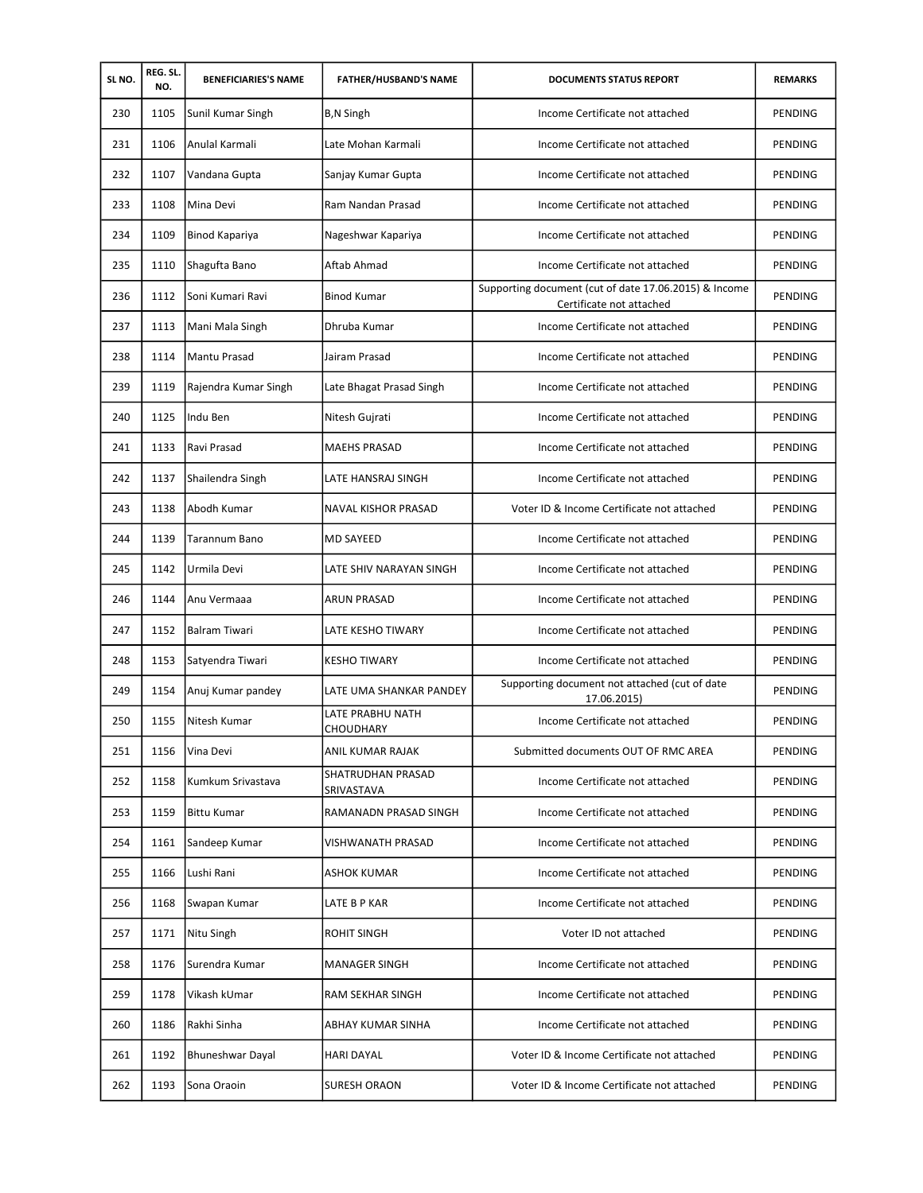| SL NO. | REG. SL. NO. | BENEFICIARIES'S NAME | FATHER/HUSBAND'S NAME | DOCUMENTS STATUS REPORT | REMARKS |
|---|---|---|---|---|---|
| 230 | 1105 | Sunil Kumar Singh | B,N Singh | Income Certificate not attached | PENDING |
| 231 | 1106 | Anulal Karmali | Late Mohan Karmali | Income Certificate not attached | PENDING |
| 232 | 1107 | Vandana Gupta | Sanjay Kumar Gupta | Income Certificate not attached | PENDING |
| 233 | 1108 | Mina Devi | Ram Nandan Prasad | Income Certificate not attached | PENDING |
| 234 | 1109 | Binod Kapariya | Nageshwar Kapariya | Income Certificate not attached | PENDING |
| 235 | 1110 | Shagufta Bano | Aftab Ahmad | Income Certificate not attached | PENDING |
| 236 | 1112 | Soni Kumari Ravi | Binod Kumar | Supporting document (cut of date 17.06.2015) & Income Certificate not attached | PENDING |
| 237 | 1113 | Mani Mala Singh | Dhruba Kumar | Income Certificate not attached | PENDING |
| 238 | 1114 | Mantu Prasad | Jairam Prasad | Income Certificate not attached | PENDING |
| 239 | 1119 | Rajendra Kumar Singh | Late Bhagat Prasad Singh | Income Certificate not attached | PENDING |
| 240 | 1125 | Indu Ben | Nitesh Gujrati | Income Certificate not attached | PENDING |
| 241 | 1133 | Ravi Prasad | MAEHS PRASAD | Income Certificate not attached | PENDING |
| 242 | 1137 | Shailendra Singh | LATE HANSRAJ SINGH | Income Certificate not attached | PENDING |
| 243 | 1138 | Abodh Kumar | NAVAL KISHOR PRASAD | Voter ID & Income Certificate not attached | PENDING |
| 244 | 1139 | Tarannum Bano | MD SAYEED | Income Certificate not attached | PENDING |
| 245 | 1142 | Urmila Devi | LATE SHIV NARAYAN SINGH | Income Certificate not attached | PENDING |
| 246 | 1144 | Anu Vermaaa | ARUN PRASAD | Income Certificate not attached | PENDING |
| 247 | 1152 | Balram Tiwari | LATE KESHO TIWARY | Income Certificate not attached | PENDING |
| 248 | 1153 | Satyendra Tiwari | KESHO TIWARY | Income Certificate not attached | PENDING |
| 249 | 1154 | Anuj Kumar pandey | LATE UMA SHANKAR PANDEY | Supporting document not attached (cut of date 17.06.2015) | PENDING |
| 250 | 1155 | Nitesh Kumar | LATE PRABHU NATH CHOUDHARY | Income Certificate not attached | PENDING |
| 251 | 1156 | Vina Devi | ANIL KUMAR RAJAK | Submitted documents OUT OF RMC AREA | PENDING |
| 252 | 1158 | Kumkum Srivastava | SHATRUDHAN PRASAD SRIVASTAVA | Income Certificate not attached | PENDING |
| 253 | 1159 | Bittu Kumar | RAMANADN PRASAD SINGH | Income Certificate not attached | PENDING |
| 254 | 1161 | Sandeep Kumar | VISHWANATH PRASAD | Income Certificate not attached | PENDING |
| 255 | 1166 | Lushi Rani | ASHOK KUMAR | Income Certificate not attached | PENDING |
| 256 | 1168 | Swapan Kumar | LATE B P KAR | Income Certificate not attached | PENDING |
| 257 | 1171 | Nitu Singh | ROHIT SINGH | Voter ID not attached | PENDING |
| 258 | 1176 | Surendra Kumar | MANAGER SINGH | Income Certificate not attached | PENDING |
| 259 | 1178 | Vikash kUmar | RAM SEKHAR SINGH | Income Certificate not attached | PENDING |
| 260 | 1186 | Rakhi Sinha | ABHAY KUMAR SINHA | Income Certificate not attached | PENDING |
| 261 | 1192 | Bhuneshwar Dayal | HARI DAYAL | Voter ID & Income Certificate not attached | PENDING |
| 262 | 1193 | Sona Oraoin | SURESH ORAON | Voter ID & Income Certificate not attached | PENDING |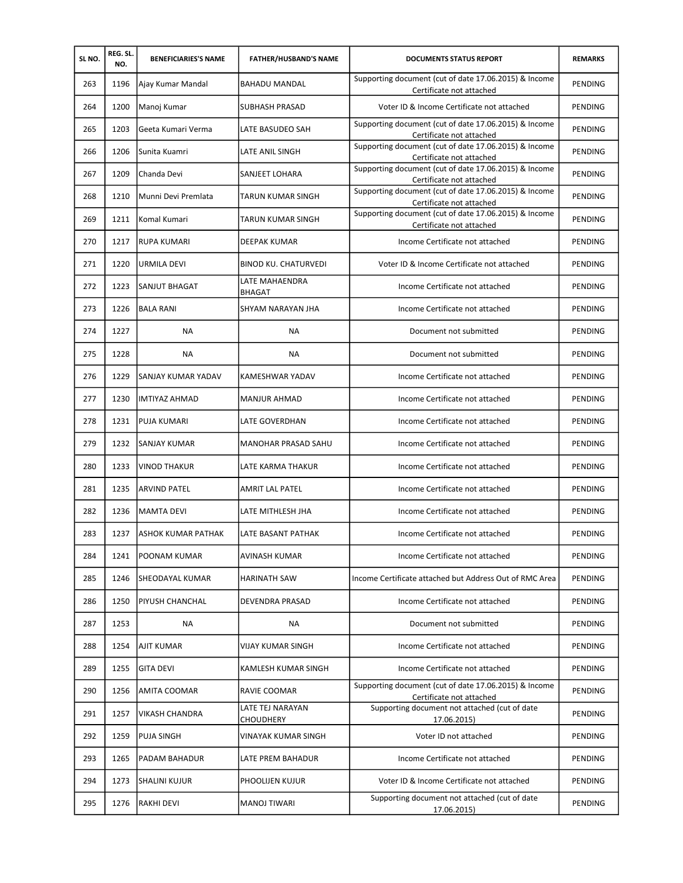| SL NO. | REG. SL. NO. | BENEFICIARIES'S NAME | FATHER/HUSBAND'S NAME | DOCUMENTS STATUS REPORT | REMARKS |
|---|---|---|---|---|---|
| 263 | 1196 | Ajay Kumar Mandal | BAHADU MANDAL | Supporting document (cut of date 17.06.2015) & Income Certificate not attached | PENDING |
| 264 | 1200 | Manoj Kumar | SUBHASH PRASAD | Voter ID & Income Certificate not attached | PENDING |
| 265 | 1203 | Geeta Kumari Verma | LATE BASUDEO SAH | Supporting document (cut of date 17.06.2015) & Income Certificate not attached | PENDING |
| 266 | 1206 | Sunita Kuamri | LATE ANIL SINGH | Supporting document (cut of date 17.06.2015) & Income Certificate not attached | PENDING |
| 267 | 1209 | Chanda Devi | SANJEET LOHARA | Supporting document (cut of date 17.06.2015) & Income Certificate not attached | PENDING |
| 268 | 1210 | Munni Devi Premlata | TARUN KUMAR SINGH | Supporting document (cut of date 17.06.2015) & Income Certificate not attached | PENDING |
| 269 | 1211 | Komal Kumari | TARUN KUMAR SINGH | Supporting document (cut of date 17.06.2015) & Income Certificate not attached | PENDING |
| 270 | 1217 | RUPA KUMARI | DEEPAK KUMAR | Income Certificate not attached | PENDING |
| 271 | 1220 | URMILA DEVI | BINOD KU. CHATURVEDI | Voter ID & Income Certificate not attached | PENDING |
| 272 | 1223 | SANJUT BHAGAT | LATE MAHAENDRA BHAGAT | Income Certificate not attached | PENDING |
| 273 | 1226 | BALA RANI | SHYAM NARAYAN JHA | Income Certificate not attached | PENDING |
| 274 | 1227 | NA | NA | Document not submitted | PENDING |
| 275 | 1228 | NA | NA | Document not submitted | PENDING |
| 276 | 1229 | SANJAY KUMAR YADAV | KAMESHWAR YADAV | Income Certificate not attached | PENDING |
| 277 | 1230 | IMTIYAZ AHMAD | MANJUR AHMAD | Income Certificate not attached | PENDING |
| 278 | 1231 | PUJA KUMARI | LATE GOVERDHAN | Income Certificate not attached | PENDING |
| 279 | 1232 | SANJAY KUMAR | MANOHAR PRASAD SAHU | Income Certificate not attached | PENDING |
| 280 | 1233 | VINOD THAKUR | LATE KARMA THAKUR | Income Certificate not attached | PENDING |
| 281 | 1235 | ARVIND PATEL | AMRIT LAL PATEL | Income Certificate not attached | PENDING |
| 282 | 1236 | MAMTA DEVI | LATE MITHLESH JHA | Income Certificate not attached | PENDING |
| 283 | 1237 | ASHOK KUMAR PATHAK | LATE BASANT PATHAK | Income Certificate not attached | PENDING |
| 284 | 1241 | POONAM KUMAR | AVINASH KUMAR | Income Certificate not attached | PENDING |
| 285 | 1246 | SHEODAYAL KUMAR | HARINATH SAW | Income Certificate attached but Address Out of RMC Area | PENDING |
| 286 | 1250 | PIYUSH CHANCHAL | DEVENDRA PRASAD | Income Certificate not attached | PENDING |
| 287 | 1253 | NA | NA | Document not submitted | PENDING |
| 288 | 1254 | AJIT KUMAR | VIJAY KUMAR SINGH | Income Certificate not attached | PENDING |
| 289 | 1255 | GITA DEVI | KAMLESH KUMAR SINGH | Income Certificate not attached | PENDING |
| 290 | 1256 | AMITA COOMAR | RAVIE COOMAR | Supporting document (cut of date 17.06.2015) & Income Certificate not attached | PENDING |
| 291 | 1257 | VIKASH CHANDRA | LATE TEJ NARAYAN CHOUDHERY | Supporting document not attached (cut of date 17.06.2015) | PENDING |
| 292 | 1259 | PUJA SINGH | VINAYAK KUMAR SINGH | Voter ID not attached | PENDING |
| 293 | 1265 | PADAM BAHADUR | LATE PREM BAHADUR | Income Certificate not attached | PENDING |
| 294 | 1273 | SHALINI KUJUR | PHOOLIJEN KUJUR | Voter ID & Income Certificate not attached | PENDING |
| 295 | 1276 | RAKHI DEVI | MANOJ TIWARI | Supporting document not attached (cut of date 17.06.2015) | PENDING |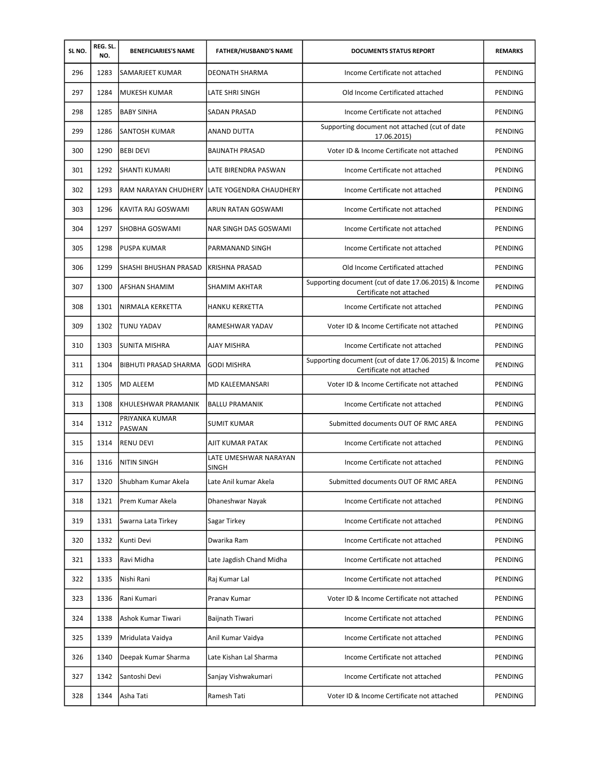| SL NO. | REG. SL. NO. | BENEFICIARIES'S NAME | FATHER/HUSBAND'S NAME | DOCUMENTS STATUS REPORT | REMARKS |
|---|---|---|---|---|---|
| 296 | 1283 | SAMARJEET KUMAR | DEONATH SHARMA | Income Certificate not attached | PENDING |
| 297 | 1284 | MUKESH KUMAR | LATE SHRI SINGH | Old Income Certificated attached | PENDING |
| 298 | 1285 | BABY SINHA | SADAN PRASAD | Income Certificate not attached | PENDING |
| 299 | 1286 | SANTOSH KUMAR | ANAND DUTTA | Supporting document not attached (cut of date 17.06.2015) | PENDING |
| 300 | 1290 | BEBI DEVI | BAIJNATH PRASAD | Voter ID & Income Certificate not attached | PENDING |
| 301 | 1292 | SHANTI KUMARI | LATE BIRENDRA PASWAN | Income Certificate not attached | PENDING |
| 302 | 1293 | RAM NARAYAN CHUDHERY | LATE YOGENDRA CHAUDHERY | Income Certificate not attached | PENDING |
| 303 | 1296 | KAVITA RAJ GOSWAMI | ARUN RATAN GOSWAMI | Income Certificate not attached | PENDING |
| 304 | 1297 | SHOBHA GOSWAMI | NAR SINGH DAS GOSWAMI | Income Certificate not attached | PENDING |
| 305 | 1298 | PUSPA KUMAR | PARMANAND SINGH | Income Certificate not attached | PENDING |
| 306 | 1299 | SHASHI BHUSHAN PRASAD | KRISHNA PRASAD | Old Income Certificated attached | PENDING |
| 307 | 1300 | AFSHAN SHAMIM | SHAMIM AKHTAR | Supporting document (cut of date 17.06.2015) & Income Certificate not attached | PENDING |
| 308 | 1301 | NIRMALA KERKETTA | HANKU KERKETTA | Income Certificate not attached | PENDING |
| 309 | 1302 | TUNU YADAV | RAMESHWAR YADAV | Voter ID & Income Certificate not attached | PENDING |
| 310 | 1303 | SUNITA MISHRA | AJAY MISHRA | Income Certificate not attached | PENDING |
| 311 | 1304 | BIBHUTI PRASAD SHARMA | GODI MISHRA | Supporting document (cut of date 17.06.2015) & Income Certificate not attached | PENDING |
| 312 | 1305 | MD ALEEM | MD KALEEMANSARI | Voter ID & Income Certificate not attached | PENDING |
| 313 | 1308 | KHULESHWAR PRAMANIK | BALLU PRAMANIK | Income Certificate not attached | PENDING |
| 314 | 1312 | PRIYANKA KUMAR PASWAN | SUMIT KUMAR | Submitted documents OUT OF RMC AREA | PENDING |
| 315 | 1314 | RENU DEVI | AJIT KUMAR PATAK | Income Certificate not attached | PENDING |
| 316 | 1316 | NITIN SINGH | LATE UMESHWAR NARAYAN SINGH | Income Certificate not attached | PENDING |
| 317 | 1320 | Shubham Kumar Akela | Late Anil kumar Akela | Submitted documents OUT OF RMC AREA | PENDING |
| 318 | 1321 | Prem Kumar Akela | Dhaneshwar Nayak | Income Certificate not attached | PENDING |
| 319 | 1331 | Swarna Lata Tirkey | Sagar Tirkey | Income Certificate not attached | PENDING |
| 320 | 1332 | Kunti Devi | Dwarika Ram | Income Certificate not attached | PENDING |
| 321 | 1333 | Ravi Midha | Late Jagdish Chand Midha | Income Certificate not attached | PENDING |
| 322 | 1335 | Nishi Rani | Raj Kumar Lal | Income Certificate not attached | PENDING |
| 323 | 1336 | Rani Kumari | Pranav Kumar | Voter ID & Income Certificate not attached | PENDING |
| 324 | 1338 | Ashok Kumar Tiwari | Baijnath Tiwari | Income Certificate not attached | PENDING |
| 325 | 1339 | Mridulata Vaidya | Anil Kumar Vaidya | Income Certificate not attached | PENDING |
| 326 | 1340 | Deepak Kumar Sharma | Late Kishan Lal Sharma | Income Certificate not attached | PENDING |
| 327 | 1342 | Santoshi Devi | Sanjay Vishwakumari | Income Certificate not attached | PENDING |
| 328 | 1344 | Asha Tati | Ramesh Tati | Voter ID & Income Certificate not attached | PENDING |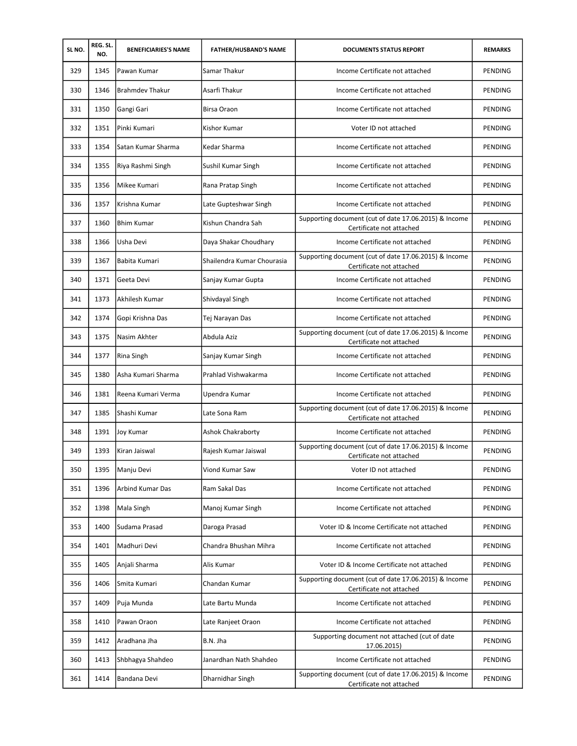| SL NO. | REG. SL. NO. | BENEFICIARIES'S NAME | FATHER/HUSBAND'S NAME | DOCUMENTS STATUS REPORT | REMARKS |
|---|---|---|---|---|---|
| 329 | 1345 | Pawan Kumar | Samar Thakur | Income Certificate not attached | PENDING |
| 330 | 1346 | Brahmdev Thakur | Asarfi Thakur | Income Certificate not attached | PENDING |
| 331 | 1350 | Gangi Gari | Birsa Oraon | Income Certificate not attached | PENDING |
| 332 | 1351 | Pinki Kumari | Kishor Kumar | Voter ID not attached | PENDING |
| 333 | 1354 | Satan Kumar Sharma | Kedar Sharma | Income Certificate not attached | PENDING |
| 334 | 1355 | Riya Rashmi Singh | Sushil Kumar Singh | Income Certificate not attached | PENDING |
| 335 | 1356 | Mikee Kumari | Rana Pratap Singh | Income Certificate not attached | PENDING |
| 336 | 1357 | Krishna Kumar | Late Gupteshwar Singh | Income Certificate not attached | PENDING |
| 337 | 1360 | Bhim Kumar | Kishun Chandra Sah | Supporting document (cut of date 17.06.2015) & Income Certificate not attached | PENDING |
| 338 | 1366 | Usha Devi | Daya Shakar Choudhary | Income Certificate not attached | PENDING |
| 339 | 1367 | Babita Kumari | Shailendra Kumar Chourasia | Supporting document (cut of date 17.06.2015) & Income Certificate not attached | PENDING |
| 340 | 1371 | Geeta Devi | Sanjay Kumar Gupta | Income Certificate not attached | PENDING |
| 341 | 1373 | Akhilesh Kumar | Shivdayal Singh | Income Certificate not attached | PENDING |
| 342 | 1374 | Gopi Krishna Das | Tej Narayan Das | Income Certificate not attached | PENDING |
| 343 | 1375 | Nasim Akhter | Abdula Aziz | Supporting document (cut of date 17.06.2015) & Income Certificate not attached | PENDING |
| 344 | 1377 | Rina Singh | Sanjay Kumar Singh | Income Certificate not attached | PENDING |
| 345 | 1380 | Asha Kumari Sharma | Prahlad Vishwakarma | Income Certificate not attached | PENDING |
| 346 | 1381 | Reena Kumari Verma | Upendra Kumar | Income Certificate not attached | PENDING |
| 347 | 1385 | Shashi Kumar | Late Sona Ram | Supporting document (cut of date 17.06.2015) & Income Certificate not attached | PENDING |
| 348 | 1391 | Joy Kumar | Ashok Chakraborty | Income Certificate not attached | PENDING |
| 349 | 1393 | Kiran Jaiswal | Rajesh Kumar Jaiswal | Supporting document (cut of date 17.06.2015) & Income Certificate not attached | PENDING |
| 350 | 1395 | Manju Devi | Viond Kumar Saw | Voter ID not attached | PENDING |
| 351 | 1396 | Arbind Kumar Das | Ram Sakal Das | Income Certificate not attached | PENDING |
| 352 | 1398 | Mala Singh | Manoj Kumar Singh | Income Certificate not attached | PENDING |
| 353 | 1400 | Sudama Prasad | Daroga Prasad | Voter ID & Income Certificate not attached | PENDING |
| 354 | 1401 | Madhuri Devi | Chandra Bhushan Mihra | Income Certificate not attached | PENDING |
| 355 | 1405 | Anjali Sharma | Alis Kumar | Voter ID & Income Certificate not attached | PENDING |
| 356 | 1406 | Smita Kumari | Chandan Kumar | Supporting document (cut of date 17.06.2015) & Income Certificate not attached | PENDING |
| 357 | 1409 | Puja Munda | Late Bartu Munda | Income Certificate not attached | PENDING |
| 358 | 1410 | Pawan Oraon | Late Ranjeet Oraon | Income Certificate not attached | PENDING |
| 359 | 1412 | Aradhana Jha | B.N. Jha | Supporting document not attached (cut of date 17.06.2015) | PENDING |
| 360 | 1413 | Shbhagya Shahdeo | Janardhan Nath Shahdeo | Income Certificate not attached | PENDING |
| 361 | 1414 | Bandana Devi | Dharnidhar Singh | Supporting document (cut of date 17.06.2015) & Income Certificate not attached | PENDING |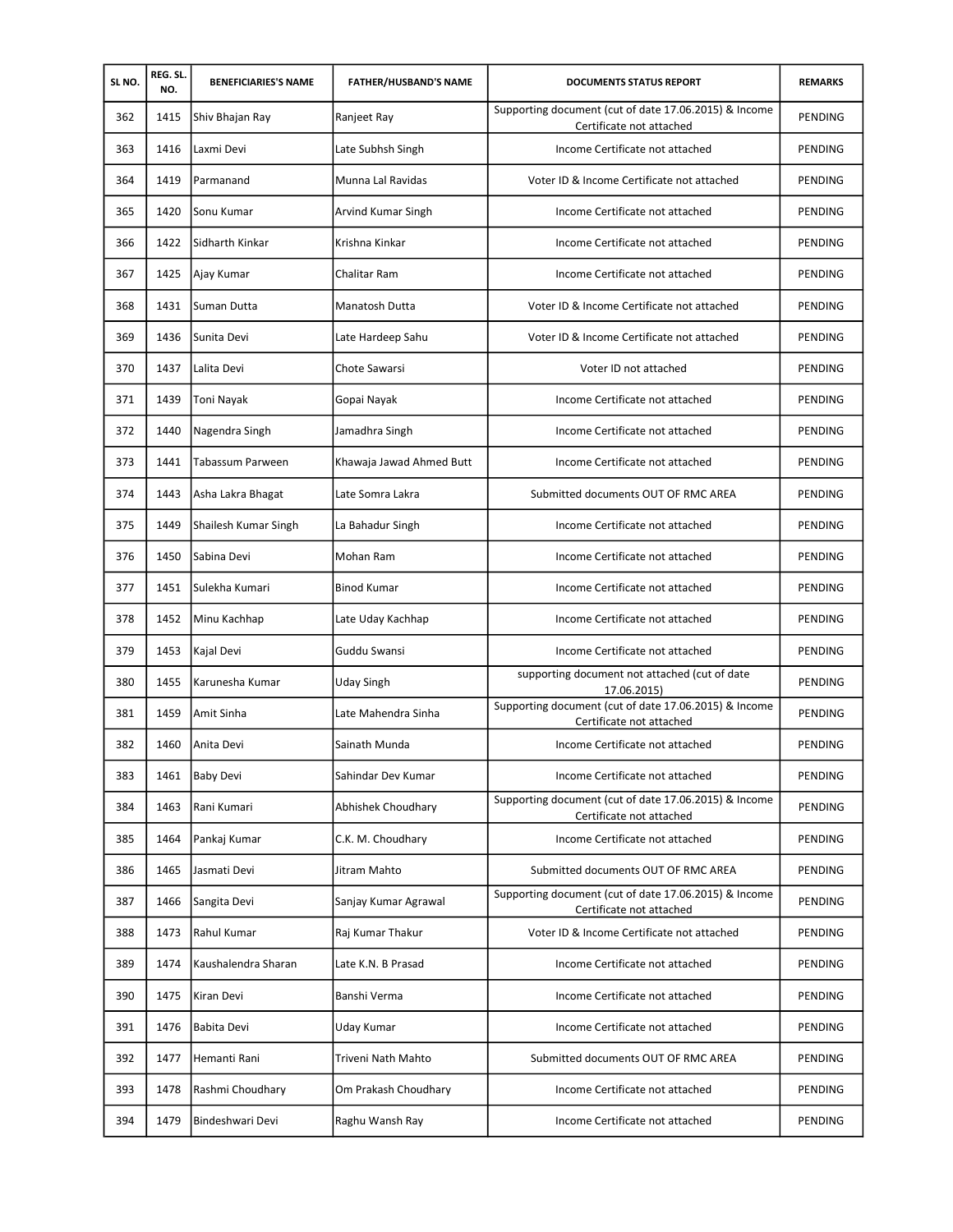| SL NO. | REG. SL. NO. | BENEFICIARIES'S NAME | FATHER/HUSBAND'S NAME | DOCUMENTS STATUS REPORT | REMARKS |
|---|---|---|---|---|---|
| 362 | 1415 | Shiv Bhajan Ray | Ranjeet Ray | Supporting document (cut of date 17.06.2015) & Income Certificate not attached | PENDING |
| 363 | 1416 | Laxmi Devi | Late Subhsh Singh | Income Certificate not attached | PENDING |
| 364 | 1419 | Parmanand | Munna Lal Ravidas | Voter ID & Income Certificate not attached | PENDING |
| 365 | 1420 | Sonu Kumar | Arvind Kumar Singh | Income Certificate not attached | PENDING |
| 366 | 1422 | Sidharth Kinkar | Krishna Kinkar | Income Certificate not attached | PENDING |
| 367 | 1425 | Ajay Kumar | Chalitar Ram | Income Certificate not attached | PENDING |
| 368 | 1431 | Suman Dutta | Manatosh Dutta | Voter ID & Income Certificate not attached | PENDING |
| 369 | 1436 | Sunita Devi | Late Hardeep Sahu | Voter ID & Income Certificate not attached | PENDING |
| 370 | 1437 | Lalita Devi | Chote Sawarsi | Voter ID not attached | PENDING |
| 371 | 1439 | Toni Nayak | Gopai Nayak | Income Certificate not attached | PENDING |
| 372 | 1440 | Nagendra Singh | Jamadhra Singh | Income Certificate not attached | PENDING |
| 373 | 1441 | Tabassum Parween | Khawaja Jawad Ahmed Butt | Income Certificate not attached | PENDING |
| 374 | 1443 | Asha Lakra Bhagat | Late Somra Lakra | Submitted documents OUT OF RMC AREA | PENDING |
| 375 | 1449 | Shailesh Kumar Singh | La Bahadur Singh | Income Certificate not attached | PENDING |
| 376 | 1450 | Sabina Devi | Mohan Ram | Income Certificate not attached | PENDING |
| 377 | 1451 | Sulekha Kumari | Binod Kumar | Income Certificate not attached | PENDING |
| 378 | 1452 | Minu Kachhap | Late Uday Kachhap | Income Certificate not attached | PENDING |
| 379 | 1453 | Kajal Devi | Guddu Swansi | Income Certificate not attached | PENDING |
| 380 | 1455 | Karunesha Kumar | Uday Singh | supporting document not attached (cut of date 17.06.2015) | PENDING |
| 381 | 1459 | Amit Sinha | Late Mahendra Sinha | Supporting document (cut of date 17.06.2015) & Income Certificate not attached | PENDING |
| 382 | 1460 | Anita Devi | Sainath Munda | Income Certificate not attached | PENDING |
| 383 | 1461 | Baby Devi | Sahindar Dev Kumar | Income Certificate not attached | PENDING |
| 384 | 1463 | Rani Kumari | Abhishek Choudhary | Supporting document (cut of date 17.06.2015) & Income Certificate not attached | PENDING |
| 385 | 1464 | Pankaj Kumar | C.K. M. Choudhary | Income Certificate not attached | PENDING |
| 386 | 1465 | Jasmati Devi | Jitram Mahto | Submitted documents OUT OF RMC AREA | PENDING |
| 387 | 1466 | Sangita Devi | Sanjay Kumar Agrawal | Supporting document (cut of date 17.06.2015) & Income Certificate not attached | PENDING |
| 388 | 1473 | Rahul Kumar | Raj Kumar Thakur | Voter ID & Income Certificate not attached | PENDING |
| 389 | 1474 | Kaushalendra Sharan | Late K.N. B Prasad | Income Certificate not attached | PENDING |
| 390 | 1475 | Kiran Devi | Banshi Verma | Income Certificate not attached | PENDING |
| 391 | 1476 | Babita Devi | Uday Kumar | Income Certificate not attached | PENDING |
| 392 | 1477 | Hemanti Rani | Triveni Nath Mahto | Submitted documents OUT OF RMC AREA | PENDING |
| 393 | 1478 | Rashmi Choudhary | Om Prakash Choudhary | Income Certificate not attached | PENDING |
| 394 | 1479 | Bindeshwari Devi | Raghu Wansh Ray | Income Certificate not attached | PENDING |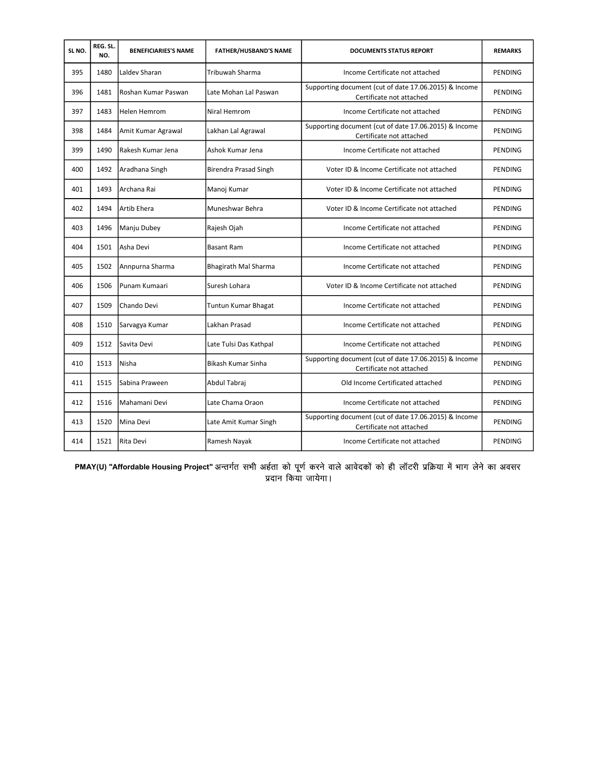| SL NO. | REG. SL. NO. | BENEFICIARIES'S NAME | FATHER/HUSBAND'S NAME | DOCUMENTS STATUS REPORT | REMARKS |
|---|---|---|---|---|---|
| 395 | 1480 | Laldev Sharan | Tribuwah Sharma | Income Certificate not attached | PENDING |
| 396 | 1481 | Roshan Kumar Paswan | Late Mohan Lal Paswan | Supporting document (cut of date 17.06.2015) & Income Certificate not attached | PENDING |
| 397 | 1483 | Helen Hemrom | Niral Hemrom | Income Certificate not attached | PENDING |
| 398 | 1484 | Amit Kumar Agrawal | Lakhan Lal Agrawal | Supporting document (cut of date 17.06.2015) & Income Certificate not attached | PENDING |
| 399 | 1490 | Rakesh Kumar Jena | Ashok Kumar Jena | Income Certificate not attached | PENDING |
| 400 | 1492 | Aradhana Singh | Birendra Prasad Singh | Voter ID & Income Certificate not attached | PENDING |
| 401 | 1493 | Archana Rai | Manoj Kumar | Voter ID & Income Certificate not attached | PENDING |
| 402 | 1494 | Artib Ehera | Muneshwar Behra | Voter ID & Income Certificate not attached | PENDING |
| 403 | 1496 | Manju Dubey | Rajesh Ojah | Income Certificate not attached | PENDING |
| 404 | 1501 | Asha Devi | Basant Ram | Income Certificate not attached | PENDING |
| 405 | 1502 | Annpurna Sharma | Bhagirath Mal Sharma | Income Certificate not attached | PENDING |
| 406 | 1506 | Punam Kumaari | Suresh Lohara | Voter ID & Income Certificate not attached | PENDING |
| 407 | 1509 | Chando Devi | Tuntun Kumar Bhagat | Income Certificate not attached | PENDING |
| 408 | 1510 | Sarvagya Kumar | Lakhan Prasad | Income Certificate not attached | PENDING |
| 409 | 1512 | Savita Devi | Late Tulsi Das Kathpal | Income Certificate not attached | PENDING |
| 410 | 1513 | Nisha | Bikash Kumar Sinha | Supporting document (cut of date 17.06.2015) & Income Certificate not attached | PENDING |
| 411 | 1515 | Sabina Praween | Abdul Tabraj | Old Income Certificated attached | PENDING |
| 412 | 1516 | Mahamani Devi | Late Chama Oraon | Income Certificate not attached | PENDING |
| 413 | 1520 | Mina Devi | Late Amit Kumar Singh | Supporting document (cut of date 17.06.2015) & Income Certificate not attached | PENDING |
| 414 | 1521 | Rita Devi | Ramesh Nayak | Income Certificate not attached | PENDING |

**PMAY(U) "Affordable Housing Project"** अन्तर्गत सभी अर्हता को पूर्ण करने वाले आवेदकों को ही लॉटरी प्रक्रिया में भाग लेने का अवसर प्रदान किया जायेगा।